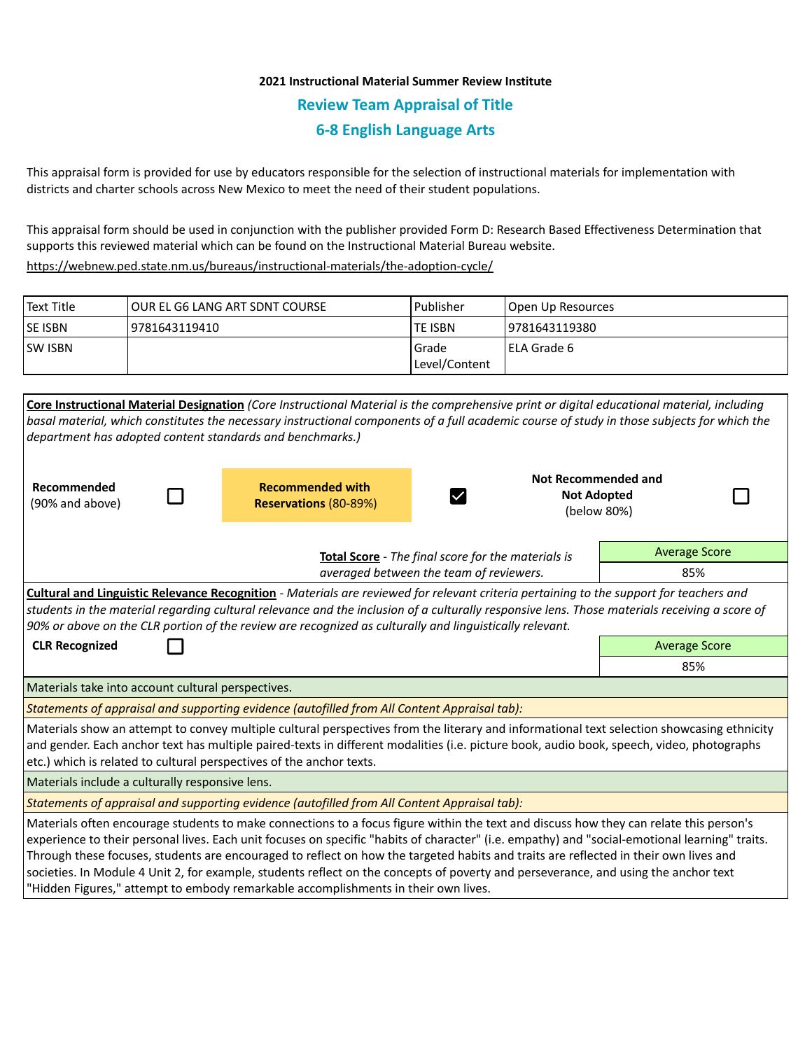**2021 Instructional Material Summer Review Institute**

## Review Team Appraisal of Title

## 6-8 English Language Arts

This appraisal form is provided for use by educators responsible for the selection of instructional materials for implementation with districts and charter schools across New Mexico to meet the need of their student populations.

This appraisal form should be used in conjunction with the publisher provided Form D: Research Based Effectiveness Determination that supports this reviewed material which can be found on the Instructional Material Bureau website.

https://webnew.ped.state.nm.us/bureaus/instructional-materials/the-adoption-cycle/

| Text Title | OUR EL G6 LANG ART SDNT COURSE | Publisher | Open Up Resources |
|---|---|---|---|
| SE ISBN | 9781643119410 | TE ISBN | 9781643119380 |
| SW ISBN | | Grade Level/Content | ELA Grade 6 |

**Core Instructional Material Designation** *(Core Instructional Material is the comprehensive print or digital educational material, including basal material, which constitutes the necessary instructional components of a full academic course of study in those subjects for which the department has adopted content standards and benchmarks.)*

| Recommended (90% and above) | ☐ | **Recommended with Reservations** (80-89%) | ☑ | **Not Recommended and Not Adopted** (below 80%) | ☐ |
|---|---|---|---|---|---|

**Total Score** - *The final score for the materials is averaged between the team of reviewers.*

| Average Score |
|---|
| 85% |

**Cultural and Linguistic Relevance Recognition** - *Materials are reviewed for relevant criteria pertaining to the support for teachers and students in the material regarding cultural relevance and the inclusion of a culturally responsive lens. Those materials receiving a score of 90% or above on the CLR portion of the review are recognized as culturally and linguistically relevant.*

**CLR Recognized** ☐

| Average Score |
|---|
| 85% |

Materials take into account cultural perspectives.

*Statements of appraisal and supporting evidence (autofilled from All Content Appraisal tab):*

Materials show an attempt to convey multiple cultural perspectives from the literary and informational text selection showcasing ethnicity and gender. Each anchor text has multiple paired-texts in different modalities (i.e. picture book, audio book, speech, video, photographs etc.) which is related to cultural perspectives of the anchor texts.

Materials include a culturally responsive lens.

*Statements of appraisal and supporting evidence (autofilled from All Content Appraisal tab):*

Materials often encourage students to make connections to a focus figure within the text and discuss how they can relate this person's experience to their personal lives. Each unit focuses on specific "habits of character" (i.e. empathy) and "social-emotional learning" traits. Through these focuses, students are encouraged to reflect on how the targeted habits and traits are reflected in their own lives and societies. In Module 4 Unit 2, for example, students reflect on the concepts of poverty and perseverance, and using the anchor text "Hidden Figures," attempt to embody remarkable accomplishments in their own lives.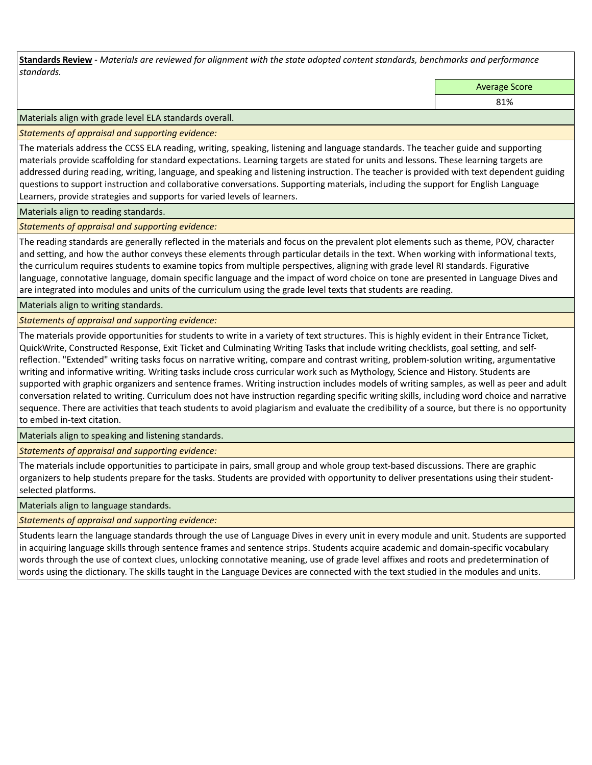**Standards Review** - *Materials are reviewed for alignment with the state adopted content standards, benchmarks and performance standards.*

| | Average Score |
|---|---|
| | 81% |

Materials align with grade level ELA standards overall.

*Statements of appraisal and supporting evidence:*

The materials address the CCSS ELA reading, writing, speaking, listening and language standards. The teacher guide and supporting materials provide scaffolding for standard expectations. Learning targets are stated for units and lessons. These learning targets are addressed during reading, writing, language, and speaking and listening instruction. The teacher is provided with text dependent guiding questions to support instruction and collaborative conversations. Supporting materials, including the support for English Language Learners, provide strategies and supports for varied levels of learners.

Materials align to reading standards.

*Statements of appraisal and supporting evidence:*

The reading standards are generally reflected in the materials and focus on the prevalent plot elements such as theme, POV, character and setting, and how the author conveys these elements through particular details in the text. When working with informational texts, the curriculum requires students to examine topics from multiple perspectives, aligning with grade level RI standards. Figurative language, connotative language, domain specific language and the impact of word choice on tone are presented in Language Dives and are integrated into modules and units of the curriculum using the grade level texts that students are reading.

Materials align to writing standards.

*Statements of appraisal and supporting evidence:*

The materials provide opportunities for students to write in a variety of text structures. This is highly evident in their Entrance Ticket, QuickWrite, Constructed Response, Exit Ticket and Culminating Writing Tasks that include writing checklists, goal setting, and self-reflection. "Extended" writing tasks focus on narrative writing, compare and contrast writing, problem-solution writing, argumentative writing and informative writing. Writing tasks include cross curricular work such as Mythology, Science and History. Students are supported with graphic organizers and sentence frames. Writing instruction includes models of writing samples, as well as peer and adult conversation related to writing. Curriculum does not have instruction regarding specific writing skills, including word choice and narrative sequence. There are activities that teach students to avoid plagiarism and evaluate the credibility of a source, but there is no opportunity to embed in-text citation.

Materials align to speaking and listening standards.

*Statements of appraisal and supporting evidence:*

The materials include opportunities to participate in pairs, small group and whole group text-based discussions. There are graphic organizers to help students prepare for the tasks. Students are provided with opportunity to deliver presentations using their student-selected platforms.

Materials align to language standards.

*Statements of appraisal and supporting evidence:*

Students learn the language standards through the use of Language Dives in every unit in every module and unit. Students are supported in acquiring language skills through sentence frames and sentence strips. Students acquire academic and domain-specific vocabulary words through the use of context clues, unlocking connotative meaning, use of grade level affixes and roots and predetermination of words using the dictionary. The skills taught in the Language Devices are connected with the text studied in the modules and units.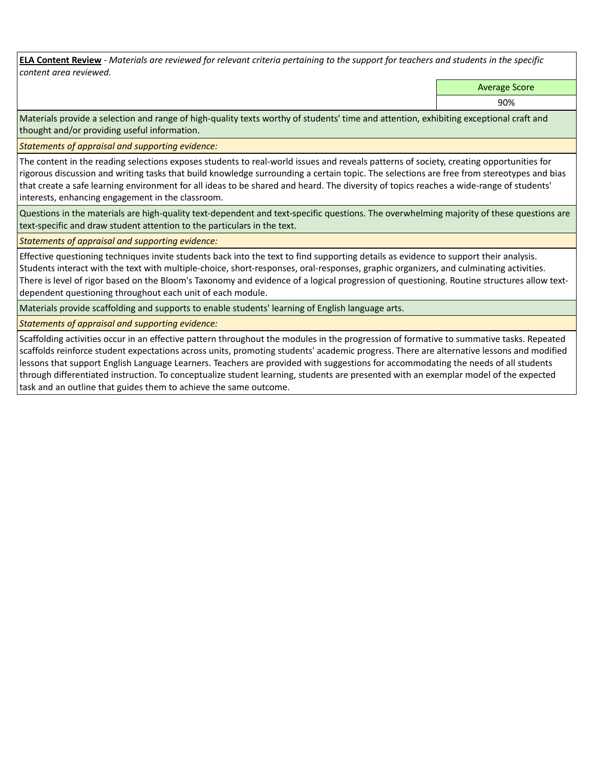**ELA Content Review** - *Materials are reviewed for relevant criteria pertaining to the support for teachers and students in the specific content area reviewed.*

| Average Score |
| --- |
| 90% |

Materials provide a selection and range of high-quality texts worthy of students' time and attention, exhibiting exceptional craft and thought and/or providing useful information.

*Statements of appraisal and supporting evidence:*

The content in the reading selections exposes students to real-world issues and reveals patterns of society, creating opportunities for rigorous discussion and writing tasks that build knowledge surrounding a certain topic. The selections are free from stereotypes and bias that create a safe learning environment for all ideas to be shared and heard. The diversity of topics reaches a wide-range of students' interests, enhancing engagement in the classroom.

Questions in the materials are high-quality text-dependent and text-specific questions. The overwhelming majority of these questions are text-specific and draw student attention to the particulars in the text.

*Statements of appraisal and supporting evidence:*

Effective questioning techniques invite students back into the text to find supporting details as evidence to support their analysis. Students interact with the text with multiple-choice, short-responses, oral-responses, graphic organizers, and culminating activities. There is level of rigor based on the Bloom's Taxonomy and evidence of a logical progression of questioning. Routine structures allow text-dependent questioning throughout each unit of each module.

Materials provide scaffolding and supports to enable students' learning of English language arts.

*Statements of appraisal and supporting evidence:*

Scaffolding activities occur in an effective pattern throughout the modules in the progression of formative to summative tasks. Repeated scaffolds reinforce student expectations across units, promoting students' academic progress. There are alternative lessons and modified lessons that support English Language Learners. Teachers are provided with suggestions for accommodating the needs of all students through differentiated instruction. To conceptualize student learning, students are presented with an exemplar model of the expected task and an outline that guides them to achieve the same outcome.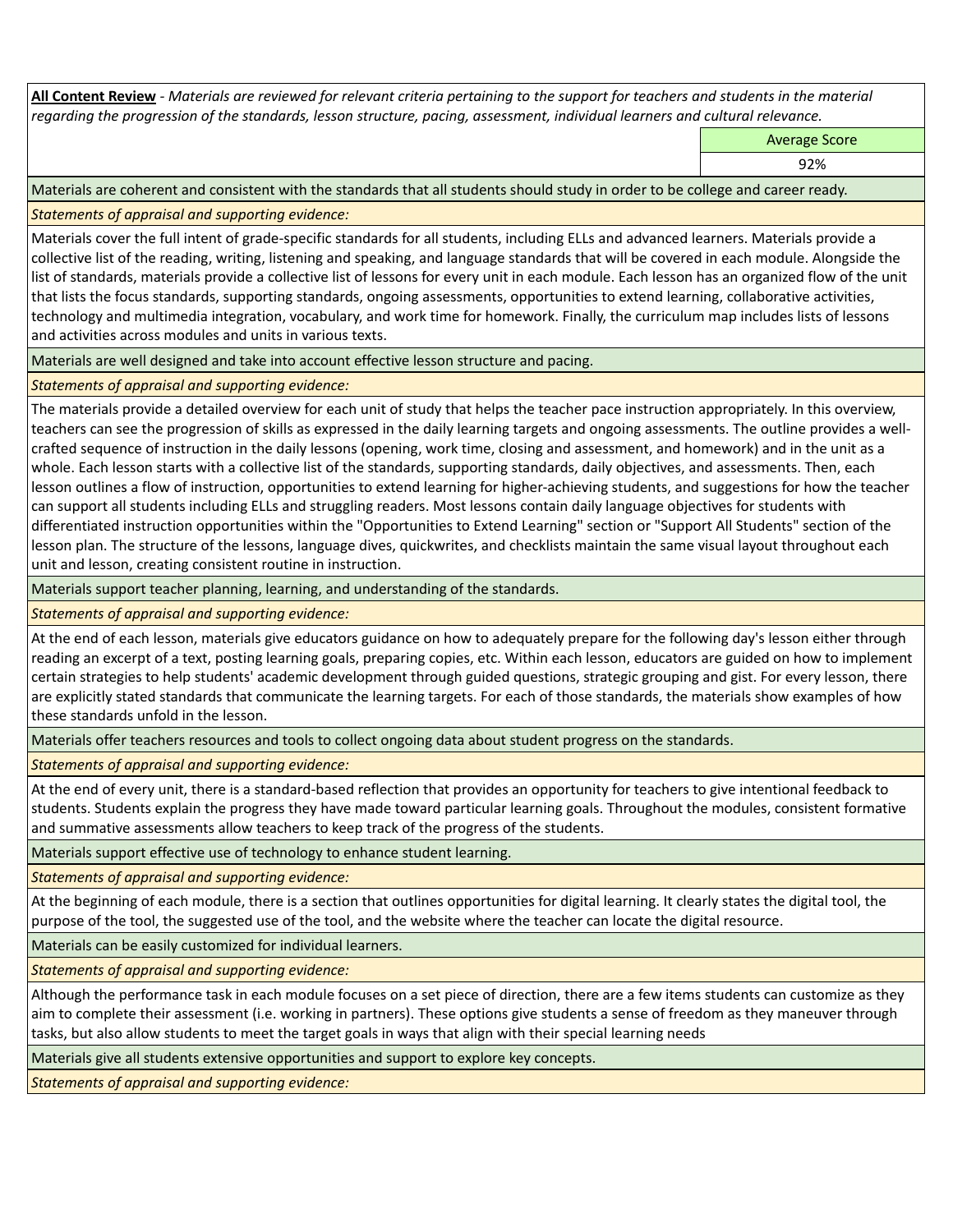**All Content Review** - *Materials are reviewed for relevant criteria pertaining to the support for teachers and students in the material regarding the progression of the standards, lesson structure, pacing, assessment, individual learners and cultural relevance.*

| | Average Score |
|---|---|
| | 92% |

Materials are coherent and consistent with the standards that all students should study in order to be college and career ready.

*Statements of appraisal and supporting evidence:*

Materials cover the full intent of grade-specific standards for all students, including ELLs and advanced learners. Materials provide a collective list of the reading, writing, listening and speaking, and language standards that will be covered in each module. Alongside the list of standards, materials provide a collective list of lessons for every unit in each module. Each lesson has an organized flow of the unit that lists the focus standards, supporting standards, ongoing assessments, opportunities to extend learning, collaborative activities, technology and multimedia integration, vocabulary, and work time for homework. Finally, the curriculum map includes lists of lessons and activities across modules and units in various texts.

Materials are well designed and take into account effective lesson structure and pacing.

*Statements of appraisal and supporting evidence:*

The materials provide a detailed overview for each unit of study that helps the teacher pace instruction appropriately. In this overview, teachers can see the progression of skills as expressed in the daily learning targets and ongoing assessments. The outline provides a well-crafted sequence of instruction in the daily lessons (opening, work time, closing and assessment, and homework) and in the unit as a whole. Each lesson starts with a collective list of the standards, supporting standards, daily objectives, and assessments. Then, each lesson outlines a flow of instruction, opportunities to extend learning for higher-achieving students, and suggestions for how the teacher can support all students including ELLs and struggling readers. Most lessons contain daily language objectives for students with differentiated instruction opportunities within the "Opportunities to Extend Learning" section or "Support All Students" section of the lesson plan. The structure of the lessons, language dives, quickwrites, and checklists maintain the same visual layout throughout each unit and lesson, creating consistent routine in instruction.

Materials support teacher planning, learning, and understanding of the standards.

*Statements of appraisal and supporting evidence:*

At the end of each lesson, materials give educators guidance on how to adequately prepare for the following day's lesson either through reading an excerpt of a text, posting learning goals, preparing copies, etc. Within each lesson, educators are guided on how to implement certain strategies to help students' academic development through guided questions, strategic grouping and gist. For every lesson, there are explicitly stated standards that communicate the learning targets. For each of those standards, the materials show examples of how these standards unfold in the lesson.

Materials offer teachers resources and tools to collect ongoing data about student progress on the standards.

*Statements of appraisal and supporting evidence:*

At the end of every unit, there is a standard-based reflection that provides an opportunity for teachers to give intentional feedback to students. Students explain the progress they have made toward particular learning goals. Throughout the modules, consistent formative and summative assessments allow teachers to keep track of the progress of the students.

Materials support effective use of technology to enhance student learning.

*Statements of appraisal and supporting evidence:*

At the beginning of each module, there is a section that outlines opportunities for digital learning. It clearly states the digital tool, the purpose of the tool, the suggested use of the tool, and the website where the teacher can locate the digital resource.

Materials can be easily customized for individual learners.

*Statements of appraisal and supporting evidence:*

Although the performance task in each module focuses on a set piece of direction, there are a few items students can customize as they aim to complete their assessment (i.e. working in partners). These options give students a sense of freedom as they maneuver through tasks, but also allow students to meet the target goals in ways that align with their special learning needs

Materials give all students extensive opportunities and support to explore key concepts.

*Statements of appraisal and supporting evidence:*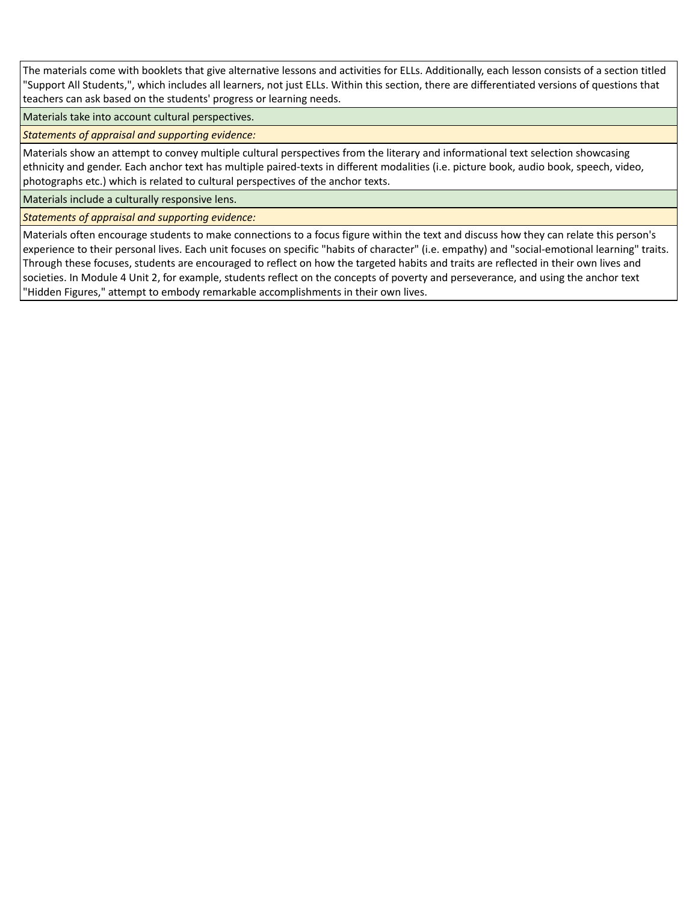The materials come with booklets that give alternative lessons and activities for ELLs. Additionally, each lesson consists of a section titled "Support All Students,", which includes all learners, not just ELLs. Within this section, there are differentiated versions of questions that teachers can ask based on the students' progress or learning needs.

Materials take into account cultural perspectives.

*Statements of appraisal and supporting evidence:*

Materials show an attempt to convey multiple cultural perspectives from the literary and informational text selection showcasing ethnicity and gender. Each anchor text has multiple paired-texts in different modalities (i.e. picture book, audio book, speech, video, photographs etc.) which is related to cultural perspectives of the anchor texts.

Materials include a culturally responsive lens.

*Statements of appraisal and supporting evidence:*

Materials often encourage students to make connections to a focus figure within the text and discuss how they can relate this person's experience to their personal lives. Each unit focuses on specific "habits of character" (i.e. empathy) and "social-emotional learning" traits. Through these focuses, students are encouraged to reflect on how the targeted habits and traits are reflected in their own lives and societies. In Module 4 Unit 2, for example, students reflect on the concepts of poverty and perseverance, and using the anchor text "Hidden Figures," attempt to embody remarkable accomplishments in their own lives.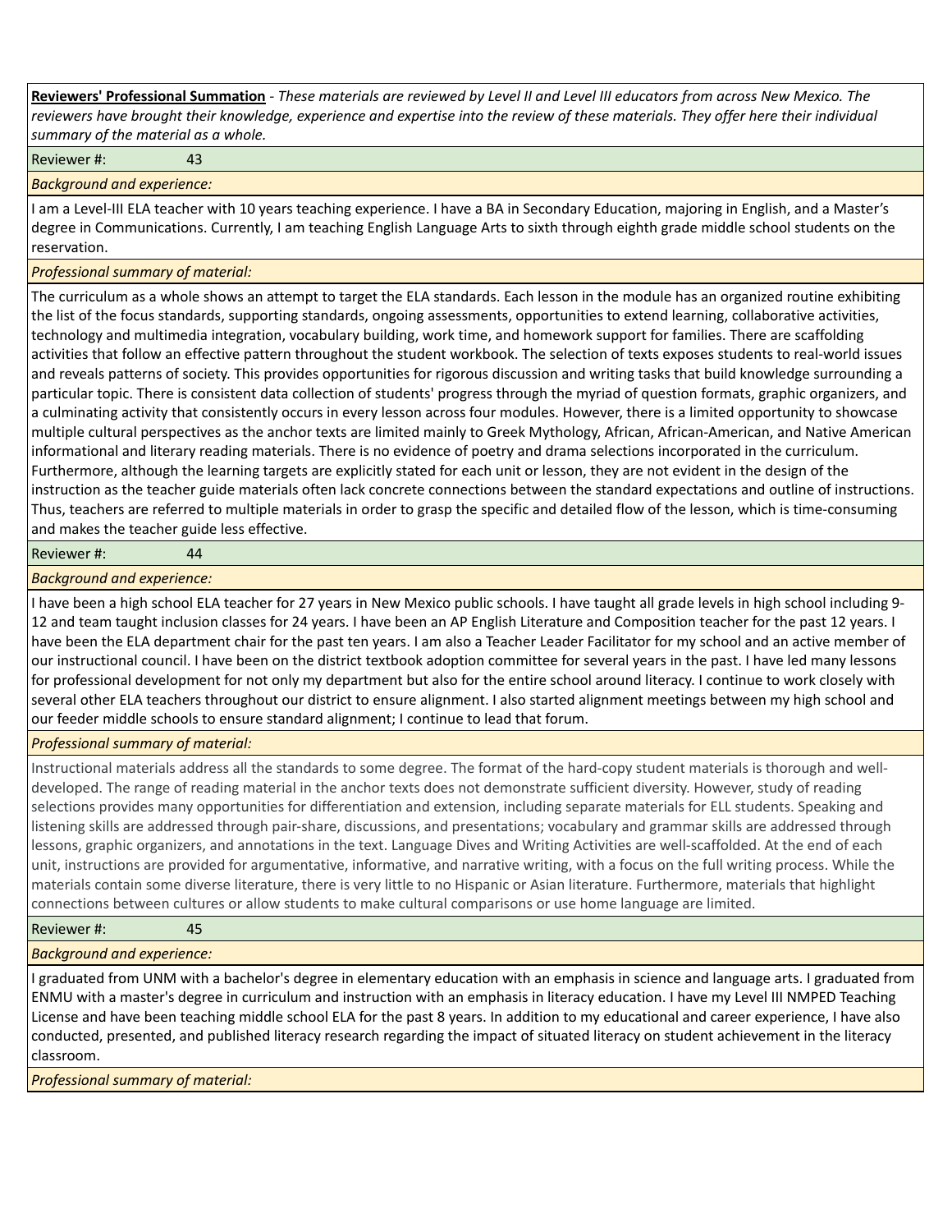**Reviewers' Professional Summation** - *These materials are reviewed by Level II and Level III educators from across New Mexico. The reviewers have brought their knowledge, experience and expertise into the review of these materials. They offer here their individual summary of the material as a whole.*

Reviewer #: 43

*Background and experience:*

I am a Level-III ELA teacher with 10 years teaching experience. I have a BA in Secondary Education, majoring in English, and a Master's degree in Communications. Currently, I am teaching English Language Arts to sixth through eighth grade middle school students on the reservation.

*Professional summary of material:*

The curriculum as a whole shows an attempt to target the ELA standards. Each lesson in the module has an organized routine exhibiting the list of the focus standards, supporting standards, ongoing assessments, opportunities to extend learning, collaborative activities, technology and multimedia integration, vocabulary building, work time, and homework support for families. There are scaffolding activities that follow an effective pattern throughout the student workbook. The selection of texts exposes students to real-world issues and reveals patterns of society. This provides opportunities for rigorous discussion and writing tasks that build knowledge surrounding a particular topic. There is consistent data collection of students' progress through the myriad of question formats, graphic organizers, and a culminating activity that consistently occurs in every lesson across four modules. However, there is a limited opportunity to showcase multiple cultural perspectives as the anchor texts are limited mainly to Greek Mythology, African, African-American, and Native American informational and literary reading materials. There is no evidence of poetry and drama selections incorporated in the curriculum. Furthermore, although the learning targets are explicitly stated for each unit or lesson, they are not evident in the design of the instruction as the teacher guide materials often lack concrete connections between the standard expectations and outline of instructions. Thus, teachers are referred to multiple materials in order to grasp the specific and detailed flow of the lesson, which is time-consuming and makes the teacher guide less effective.

Reviewer #: 44

*Background and experience:*

I have been a high school ELA teacher for 27 years in New Mexico public schools. I have taught all grade levels in high school including 9-12 and team taught inclusion classes for 24 years. I have been an AP English Literature and Composition teacher for the past 12 years. I have been the ELA department chair for the past ten years. I am also a Teacher Leader Facilitator for my school and an active member of our instructional council. I have been on the district textbook adoption committee for several years in the past. I have led many lessons for professional development for not only my department but also for the entire school around literacy. I continue to work closely with several other ELA teachers throughout our district to ensure alignment. I also started alignment meetings between my high school and our feeder middle schools to ensure standard alignment; I continue to lead that forum.

*Professional summary of material:*

Instructional materials address all the standards to some degree. The format of the hard-copy student materials is thorough and well-developed. The range of reading material in the anchor texts does not demonstrate sufficient diversity. However, study of reading selections provides many opportunities for differentiation and extension, including separate materials for ELL students. Speaking and listening skills are addressed through pair-share, discussions, and presentations; vocabulary and grammar skills are addressed through lessons, graphic organizers, and annotations in the text. Language Dives and Writing Activities are well-scaffolded. At the end of each unit, instructions are provided for argumentative, informative, and narrative writing, with a focus on the full writing process. While the materials contain some diverse literature, there is very little to no Hispanic or Asian literature. Furthermore, materials that highlight connections between cultures or allow students to make cultural comparisons or use home language are limited.

Reviewer #: 45

*Background and experience:*

I graduated from UNM with a bachelor's degree in elementary education with an emphasis in science and language arts. I graduated from ENMU with a master's degree in curriculum and instruction with an emphasis in literacy education. I have my Level III NMPED Teaching License and have been teaching middle school ELA for the past 8 years. In addition to my educational and career experience, I have also conducted, presented, and published literacy research regarding the impact of situated literacy on student achievement in the literacy classroom.

*Professional summary of material:*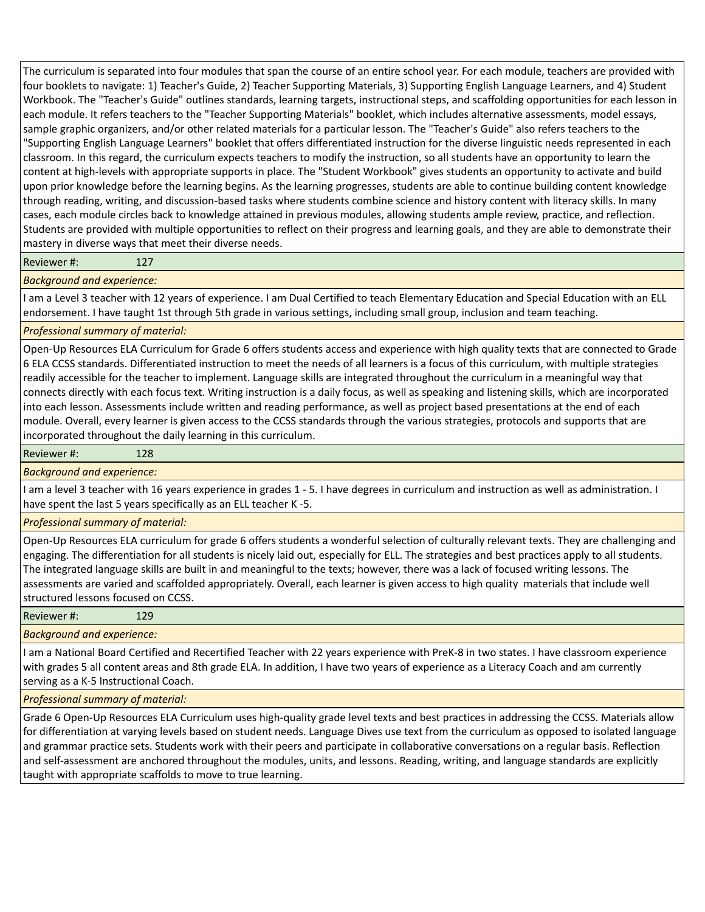The curriculum is separated into four modules that span the course of an entire school year. For each module, teachers are provided with four booklets to navigate: 1) Teacher's Guide, 2) Teacher Supporting Materials, 3) Supporting English Language Learners, and 4) Student Workbook. The "Teacher's Guide" outlines standards, learning targets, instructional steps, and scaffolding opportunities for each lesson in each module. It refers teachers to the "Teacher Supporting Materials" booklet, which includes alternative assessments, model essays, sample graphic organizers, and/or other related materials for a particular lesson. The "Teacher's Guide" also refers teachers to the "Supporting English Language Learners" booklet that offers differentiated instruction for the diverse linguistic needs represented in each classroom. In this regard, the curriculum expects teachers to modify the instruction, so all students have an opportunity to learn the content at high-levels with appropriate supports in place. The "Student Workbook" gives students an opportunity to activate and build upon prior knowledge before the learning begins. As the learning progresses, students are able to continue building content knowledge through reading, writing, and discussion-based tasks where students combine science and history content with literacy skills. In many cases, each module circles back to knowledge attained in previous modules, allowing students ample review, practice, and reflection. Students are provided with multiple opportunities to reflect on their progress and learning goals, and they are able to demonstrate their mastery in diverse ways that meet their diverse needs.

Reviewer #: 127

*Background and experience:*

I am a Level 3 teacher with 12 years of experience. I am Dual Certified to teach Elementary Education and Special Education with an ELL endorsement. I have taught 1st through 5th grade in various settings, including small group, inclusion and team teaching.

*Professional summary of material:*

Open-Up Resources ELA Curriculum for Grade 6 offers students access and experience with high quality texts that are connected to Grade 6 ELA CCSS standards. Differentiated instruction to meet the needs of all learners is a focus of this curriculum, with multiple strategies readily accessible for the teacher to implement. Language skills are integrated throughout the curriculum in a meaningful way that connects directly with each focus text. Writing instruction is a daily focus, as well as speaking and listening skills, which are incorporated into each lesson. Assessments include written and reading performance, as well as project based presentations at the end of each module. Overall, every learner is given access to the CCSS standards through the various strategies, protocols and supports that are incorporated throughout the daily learning in this curriculum.

Reviewer #: 128

*Background and experience:*

I am a level 3 teacher with 16 years experience in grades 1 - 5. I have degrees in curriculum and instruction as well as administration. I have spent the last 5 years specifically as an ELL teacher K -5.

*Professional summary of material:*

Open-Up Resources ELA curriculum for grade 6 offers students a wonderful selection of culturally relevant texts. They are challenging and engaging. The differentiation for all students is nicely laid out, especially for ELL. The strategies and best practices apply to all students. The integrated language skills are built in and meaningful to the texts; however, there was a lack of focused writing lessons. The assessments are varied and scaffolded appropriately. Overall, each learner is given access to high quality materials that include well structured lessons focused on CCSS.

Reviewer #: 129

*Background and experience:*

I am a National Board Certified and Recertified Teacher with 22 years experience with PreK-8 in two states. I have classroom experience with grades 5 all content areas and 8th grade ELA. In addition, I have two years of experience as a Literacy Coach and am currently serving as a K-5 Instructional Coach.

*Professional summary of material:*

Grade 6 Open-Up Resources ELA Curriculum uses high-quality grade level texts and best practices in addressing the CCSS. Materials allow for differentiation at varying levels based on student needs. Language Dives use text from the curriculum as opposed to isolated language and grammar practice sets. Students work with their peers and participate in collaborative conversations on a regular basis. Reflection and self-assessment are anchored throughout the modules, units, and lessons. Reading, writing, and language standards are explicitly taught with appropriate scaffolds to move to true learning.